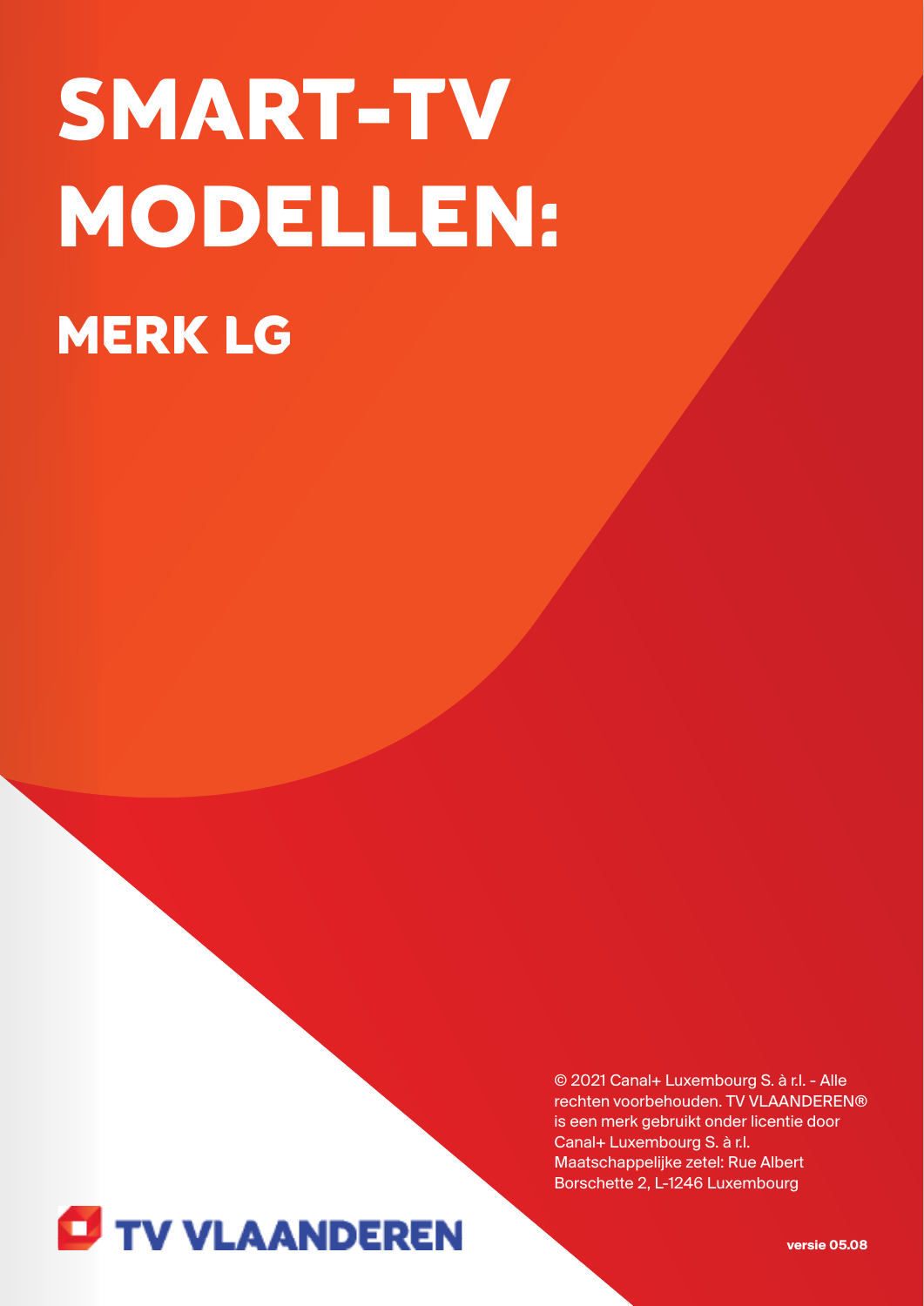# SMART-TV MODELLEN:

## MERK LG

© 2021 Canal+ Luxembourg S. à r.l. - Alle rechten voorbehouden. TV VLAANDEREN® is een merk gebruikt onder licentie door Canal+ Luxembourg S. à r.l. Maatschappelijke zetel: Rue Albert Borschette 2, L-1246 Luxembourg

TV VLAANDEREN

**versie 05.08**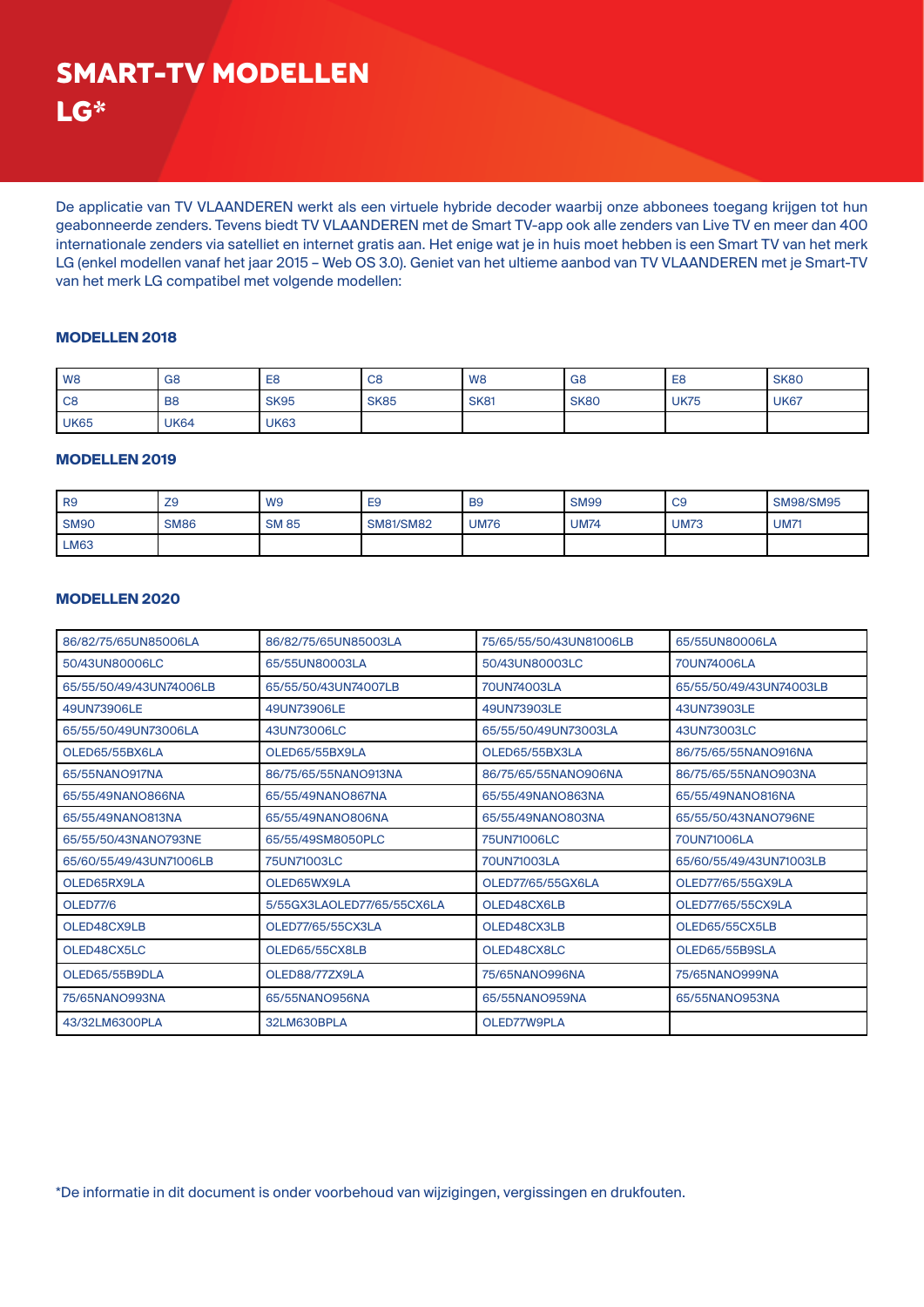# SMART-TV MODELLEN LG*

De applicatie van TV VLAANDEREN werkt als een virtuele hybride decoder waarbij onze abbonees toegang krijgen tot hun geabonneerde zenders. Tevens biedt TV VLAANDEREN met de Smart TV-app ook alle zenders van Live TV en meer dan 400 internationale zenders via satelliet en internet gratis aan. Het enige wat je in huis moet hebben is een Smart TV van het merk LG (enkel modellen vanaf het jaar 2015 – Web OS 3.0). Geniet van het ultieme aanbod van TV VLAANDEREN met je Smart-TV van het merk LG compatibel met volgende modellen:

### MODELLEN 2018

| | | | | | | | |
|---|---|---|---|---|---|---|---|
| W8 | G8 | E8 | C8 | W8 | G8 | E8 | SK80 |
| C8 | B8 | SK95 | SK85 | SK81 | SK80 | UK75 | UK67 |
| UK65 | UK64 | UK63 | | | | | |

### MODELLEN 2019

| | | | | | | | |
|---|---|---|---|---|---|---|---|
| R9 | Z9 | W9 | E9 | B9 | SM99 | C9 | SM98/SM95 |
| SM90 | SM86 | SM 85 | SM81/SM82 | UM76 | UM74 | UM73 | UM71 |
| LM63 | | | | | | | |

### MODELLEN 2020

| | | | |
|---|---|---|---|
| 86/82/75/65UN85006LA | 86/82/75/65UN85003LA | 75/65/55/50/43UN81006LB | 65/55UN80006LA |
| 50/43UN80006LC | 65/55UN80003LA | 50/43UN80003LC | 70UN74006LA |
| 65/55/50/49/43UN74006LB | 65/55/50/43UN74007LB | 70UN74003LA | 65/55/50/49/43UN74003LB |
| 49UN73906LE | 49UN73906LE | 49UN73903LE | 43UN73903LE |
| 65/55/50/49UN73006LA | 43UN73006LC | 65/55/50/49UN73003LA | 43UN73003LC |
| OLED65/55BX6LA | OLED65/55BX9LA | OLED65/55BX3LA | 86/75/65/55NANO916NA |
| 65/55NANO917NA | 86/75/65/55NANO913NA | 86/75/65/55NANO906NA | 86/75/65/55NANO903NA |
| 65/55/49NANO866NA | 65/55/49NANO867NA | 65/55/49NANO863NA | 65/55/49NANO816NA |
| 65/55/49NANO813NA | 65/55/49NANO806NA | 65/55/49NANO803NA | 65/55/50/43NANO796NE |
| 65/55/50/43NANO793NE | 65/55/49SM8050PLC | 75UN71006LC | 70UN71006LA |
| 65/60/55/49/43UN71006LB | 75UN71003LC | 70UN71003LA | 65/60/55/49/43UN71003LB |
| OLED65RX9LA | OLED65WX9LA | OLED77/65/55GX6LA | OLED77/65/55GX9LA |
| OLED77/6 | 5/55GX3LAOLED77/65/55CX6LA | OLED48CX6LB | OLED77/65/55CX9LA |
| OLED48CX9LB | OLED77/65/55CX3LA | OLED48CX3LB | OLED65/55CX5LB |
| OLED48CX5LC | OLED65/55CX8LB | OLED48CX8LC | OLED65/55B9SLA |
| OLED65/55B9DLA | OLED88/77ZX9LA | 75/65NANO996NA | 75/65NANO999NA |
| 75/65NANO993NA | 65/55NANO956NA | 65/55NANO959NA | 65/55NANO953NA |
| 43/32LM6300PLA | 32LM630BPLA | OLED77W9PLA | |

*De informatie in dit document is onder voorbehoud van wijzigingen, vergissingen en drukfouten.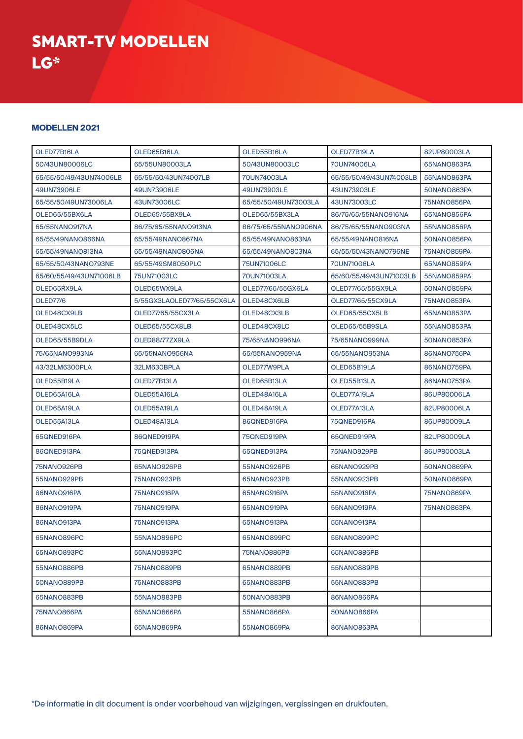# SMART-TV MODELLEN
# LG*

## MODELLEN 2021

| | | | | |
|---|---|---|---|---|
| OLED77B16LA | OLED65B16LA | OLED55B16LA | OLED77B19LA | 82UP80003LA |
| 50/43UN80006LC | 65/55UN80003LA | 50/43UN80003LC | 70UN74006LA | 65NANO863PA |
| 65/55/50/49/43UN74006LB | 65/55/50/43UN74007LB | 70UN74003LA | 65/55/50/49/43UN74003LB | 55NANO863PA |
| 49UN73906LE | 49UN73906LE | 49UN73903LE | 43UN73903LE | 50NANO863PA |
| 65/55/50/49UN73006LA | 43UN73006LC | 65/55/50/49UN73003LA | 43UN73003LC | 75NANO856PA |
| OLED65/55BX6LA | OLED65/55BX9LA | OLED65/55BX3LA | 86/75/65/55NANO916NA | 65NANO856PA |
| 65/55NANO917NA | 86/75/65/55NANO913NA | 86/75/65/55NANO906NA | 86/75/65/55NANO903NA | 55NANO856PA |
| 65/55/49NANO866NA | 65/55/49NANO867NA | 65/55/49NANO863NA | 65/55/49NANO816NA | 50NANO856PA |
| 65/55/49NANO813NA | 65/55/49NANO806NA | 65/55/49NANO803NA | 65/55/50/43NANO796NE | 75NANO859PA |
| 65/55/50/43NANO793NE | 65/55/49SM8050PLC | 75UN71006LC | 70UN71006LA | 65NANO859PA |
| 65/60/55/49/43UN71006LB | 75UN71003LC | 70UN71003LA | 65/60/55/49/43UN71003LB | 55NANO859PA |
| OLED65RX9LA | OLED65WX9LA | OLED77/65/55GX6LA | OLED77/65/55GX9LA | 50NANO859PA |
| OLED77/6 | 5/55GX3LAOLED77/65/55CX6LA | OLED48CX6LB | OLED77/65/55CX9LA | 75NANO853PA |
| OLED48CX9LB | OLED77/65/55CX3LA | OLED48CX3LB | OLED65/55CX5LB | 65NANO853PA |
| OLED48CX5LC | OLED65/55CX8LB | OLED48CX8LC | OLED65/55B9SLA | 55NANO853PA |
| OLED65/55B9DLA | OLED88/77ZX9LA | 75/65NANO996NA | 75/65NANO999NA | 50NANO853PA |
| 75/65NANO993NA | 65/55NANO956NA | 65/55NANO959NA | 65/55NANO953NA | 86NANO756PA |
| 43/32LM6300PLA | 32LM630BPLA | OLED77W9PLA | OLED65B19LA | 86NANO759PA |
| OLED55B19LA | OLED77B13LA | OLED65B13LA | OLED55B13LA | 86NANO753PA |
| OLED65A16LA | OLED55A16LA | OLED48A16LA | OLED77A19LA | 86UP80006LA |
| OLED65A19LA | OLED55A19LA | OLED48A19LA | OLED77A13LA | 82UP80006LA |
| OLED55A13LA | OLED48A13LA | 86QNED916PA | 75QNED916PA | 86UP80009LA |
| 65QNED916PA | 86QNED919PA | 75QNED919PA | 65QNED919PA | 82UP80009LA |
| 86QNED913PA | 75QNED913PA | 65QNED913PA | 75NANO929PB | 86UP80003LA |
| 75NANO926PB | 65NANO926PB | 55NANO926PB | 65NANO929PB | 50NANO869PA |
| 55NANO929PB | 75NANO923PB | 65NANO923PB | 55NANO923PB | 50NANO869PA |
| 86NANO916PA | 75NANO916PA | 65NANO916PA | 55NANO916PA | 75NANO869PA |
| 86NANO919PA | 75NANO919PA | 65NANO919PA | 55NANO919PA | 75NANO863PA |
| 86NANO913PA | 75NANO913PA | 65NANO913PA | 55NANO913PA | |
| 65NANO896PC | 55NANO896PC | 65NANO899PC | 55NANO899PC | |
| 65NANO893PC | 55NANO893PC | 75NANO886PB | 65NANO886PB | |
| 55NANO886PB | 75NANO889PB | 65NANO889PB | 55NANO889PB | |
| 50NANO889PB | 75NANO883PB | 65NANO883PB | 55NANO883PB | |
| 65NANO883PB | 55NANO883PB | 50NANO883PB | 86NANO866PA | |
| 75NANO866PA | 65NANO866PA | 55NANO866PA | 50NANO866PA | |
| 86NANO869PA | 65NANO869PA | 55NANO869PA | 86NANO863PA | |

*De informatie in dit document is onder voorbehoud van wijzigingen, vergissingen en drukfouten.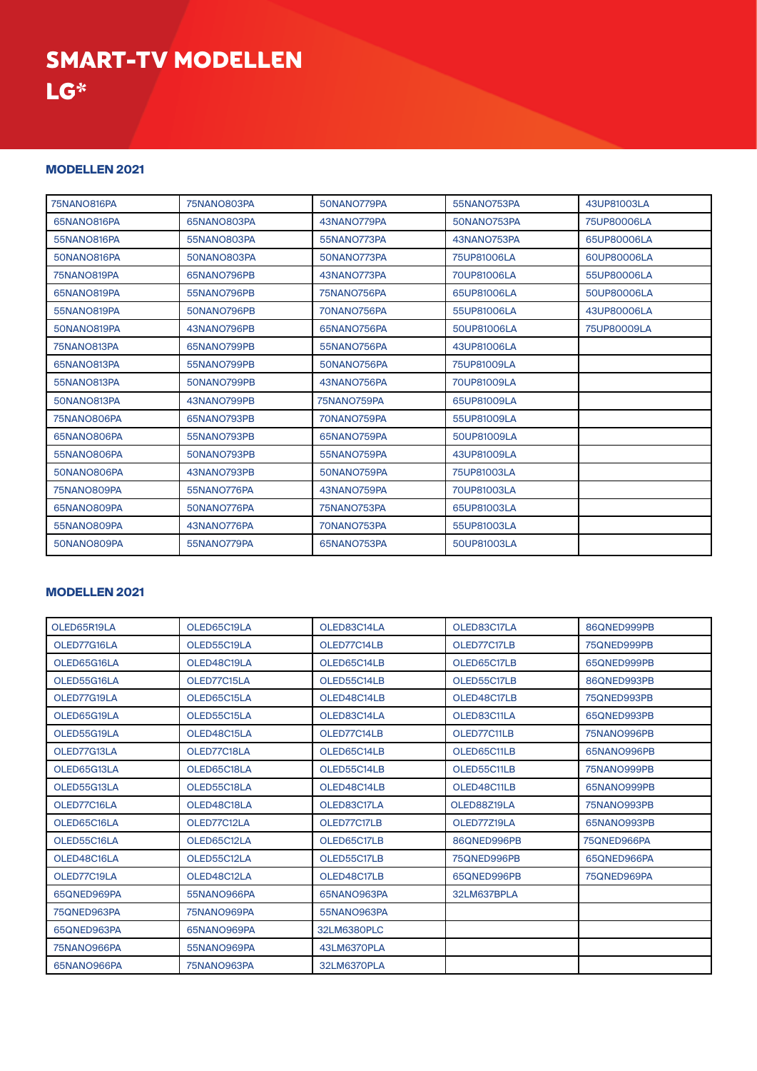# SMART-TV MODELLEN

# LG*

## MODELLEN 2021

| | | | | |
|---|---|---|---|---|
| 75NANO816PA | 75NANO803PA | 50NANO779PA | 55NANO753PA | 43UP81003LA |
| 65NANO816PA | 65NANO803PA | 43NANO779PA | 50NANO753PA | 75UP80006LA |
| 55NANO816PA | 55NANO803PA | 55NANO773PA | 43NANO753PA | 65UP80006LA |
| 50NANO816PA | 50NANO803PA | 50NANO773PA | 75UP81006LA | 60UP80006LA |
| 75NANO819PA | 65NANO796PB | 43NANO773PA | 70UP81006LA | 55UP80006LA |
| 65NANO819PA | 55NANO796PB | 75NANO756PA | 65UP81006LA | 50UP80006LA |
| 55NANO819PA | 50NANO796PB | 70NANO756PA | 55UP81006LA | 43UP80006LA |
| 50NANO819PA | 43NANO796PB | 65NANO756PA | 50UP81006LA | 75UP80009LA |
| 75NANO813PA | 65NANO799PB | 55NANO756PA | 43UP81006LA | |
| 65NANO813PA | 55NANO799PB | 50NANO756PA | 75UP81009LA | |
| 55NANO813PA | 50NANO799PB | 43NANO756PA | 70UP81009LA | |
| 50NANO813PA | 43NANO799PB | 75NANO759PA | 65UP81009LA | |
| 75NANO806PA | 65NANO793PB | 70NANO759PA | 55UP81009LA | |
| 65NANO806PA | 55NANO793PB | 65NANO759PA | 50UP81009LA | |
| 55NANO806PA | 50NANO793PB | 55NANO759PA | 43UP81009LA | |
| 50NANO806PA | 43NANO793PB | 50NANO759PA | 75UP81003LA | |
| 75NANO809PA | 55NANO776PA | 43NANO759PA | 70UP81003LA | |
| 65NANO809PA | 50NANO776PA | 75NANO753PA | 65UP81003LA | |
| 55NANO809PA | 43NANO776PA | 70NANO753PA | 55UP81003LA | |
| 50NANO809PA | 55NANO779PA | 65NANO753PA | 50UP81003LA | |

## MODELLEN 2021

| | | | | |
|---|---|---|---|---|
| OLED65R19LA | OLED65C19LA | OLED83C14LA | OLED83C17LA | 86QNED999PB |
| OLED77G16LA | OLED55C19LA | OLED77C14LB | OLED77C17LB | 75QNED999PB |
| OLED65G16LA | OLED48C19LA | OLED65C14LB | OLED65C17LB | 65QNED999PB |
| OLED55G16LA | OLED77C15LA | OLED55C14LB | OLED55C17LB | 86QNED993PB |
| OLED77G19LA | OLED65C15LA | OLED48C14LB | OLED48C17LB | 75QNED993PB |
| OLED65G19LA | OLED55C15LA | OLED83C14LA | OLED83C11LA | 65QNED993PB |
| OLED55G19LA | OLED48C15LA | OLED77C14LB | OLED77C11LB | 75NANO996PB |
| OLED77G13LA | OLED77C18LA | OLED65C14LB | OLED65C11LB | 65NANO996PB |
| OLED65G13LA | OLED65C18LA | OLED55C14LB | OLED55C11LB | 75NANO999PB |
| OLED55G13LA | OLED55C18LA | OLED48C14LB | OLED48C11LB | 65NANO999PB |
| OLED77C16LA | OLED48C18LA | OLED83C17LA | OLED88Z19LA | 75NANO993PB |
| OLED65C16LA | OLED77C12LA | OLED77C17LB | OLED77Z19LA | 65NANO993PB |
| OLED55C16LA | OLED65C12LA | OLED65C17LB | 86QNED996PB | 75QNED966PA |
| OLED48C16LA | OLED55C12LA | OLED55C17LB | 75QNED996PB | 65QNED966PA |
| OLED77C19LA | OLED48C12LA | OLED48C17LB | 65QNED996PB | 75QNED969PA |
| 65QNED969PA | 55NANO966PA | 65NANO963PA | 32LM637BPLA | |
| 75QNED963PA | 75NANO969PA | 55NANO963PA | | |
| 65QNED963PA | 65NANO969PA | 32LM6380PLC | | |
| 75NANO966PA | 55NANO969PA | 43LM6370PLA | | |
| 65NANO966PA | 75NANO963PA | 32LM6370PLA | | |